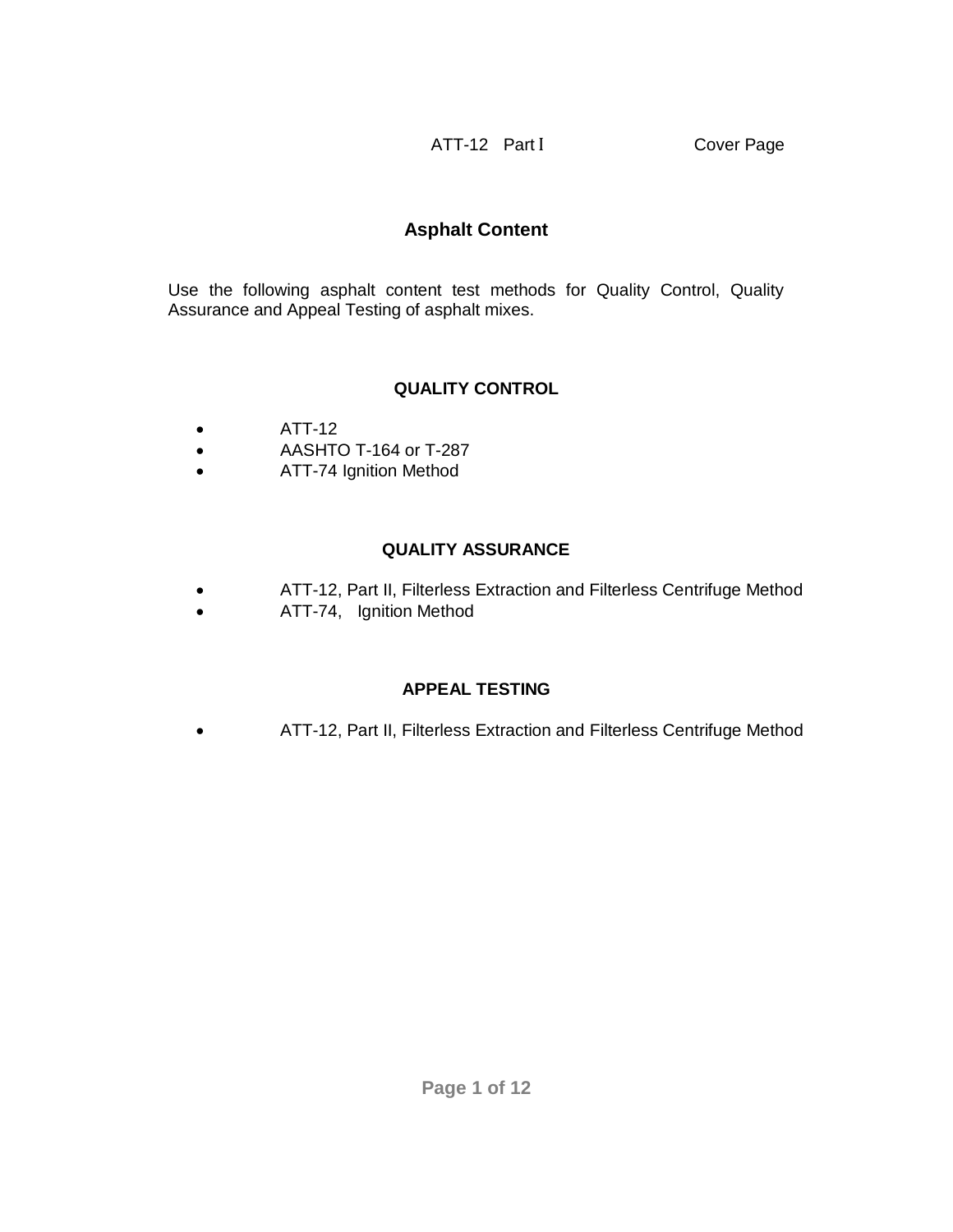ATT-12 Part I Cover Page

# Asphalt Content

Use the following asphalt content test methods for Quality Control, Quality Assurance and Appeal Testing of asphalt mixes.

## QUALITY CONTROL

- ATT-12
- AASHTO T-164 or T-287
- ATT-74 Ignition Method

## QUALITY ASSURANCE

- ATT-12, Part II, Filterless Extraction and Filterless Centrifuge Method
- ATT-74, Ignition Method

## APPEAL TESTING

- ATT-12, Part II, Filterless Extraction and Filterless Centrifuge Method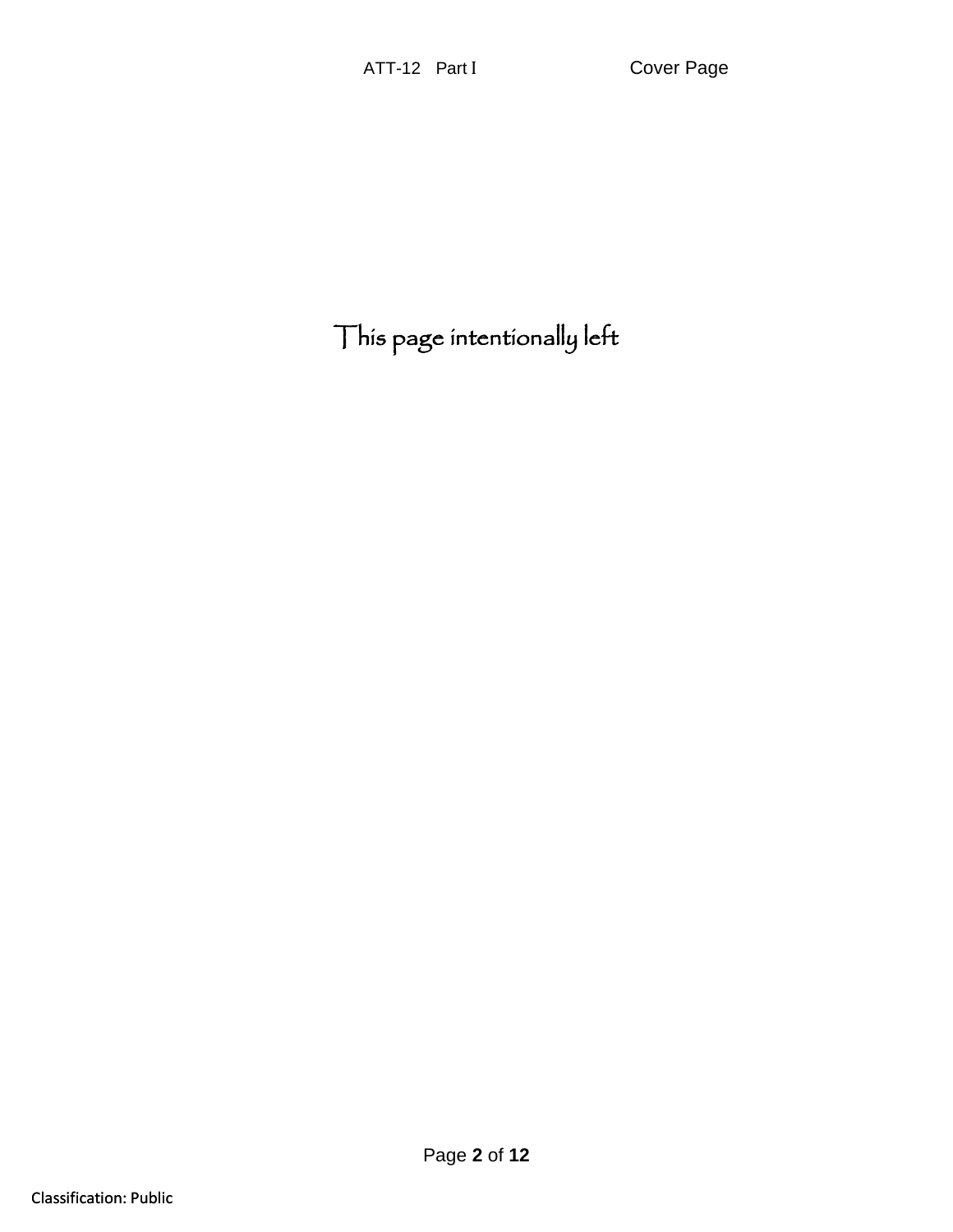This page intentionally left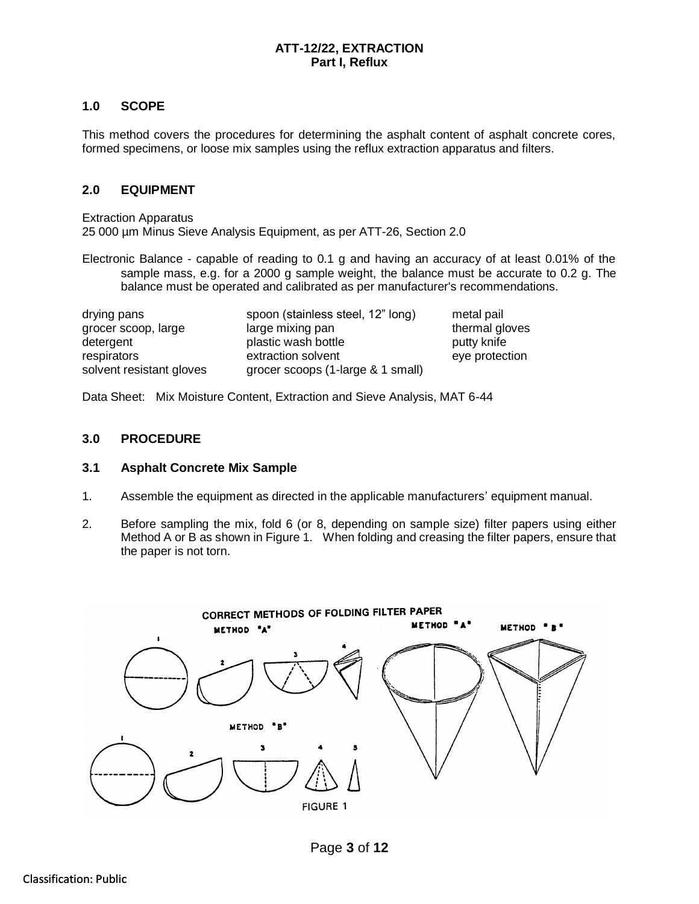# ATT-12/22, EXTRACTION
## Part I, Reflux

### 1.0 SCOPE

This method covers the procedures for determining the asphalt content of asphalt concrete cores, formed specimens, or loose mix samples using the reflux extraction apparatus and filters.

### 2.0 EQUIPMENT

Extraction Apparatus
25 000 µm Minus Sieve Analysis Equipment, as per ATT-26, Section 2.0

Electronic Balance - capable of reading to 0.1 g and having an accuracy of at least 0.01% of the sample mass, e.g. for a 2000 g sample weight, the balance must be accurate to 0.2 g. The balance must be operated and calibrated as per manufacturer's recommendations.

| | | |
|---|---|---|
| drying pans | spoon (stainless steel, 12" long) | metal pail |
| grocer scoop, large | large mixing pan | thermal gloves |
| detergent | plastic wash bottle | putty knife |
| respirators | extraction solvent | eye protection |
| solvent resistant gloves | grocer scoops (1-large & 1 small) | |

Data Sheet: Mix Moisture Content, Extraction and Sieve Analysis, MAT 6-44

### 3.0 PROCEDURE

#### 3.1 Asphalt Concrete Mix Sample

1. Assemble the equipment as directed in the applicable manufacturers' equipment manual.

2. Before sampling the mix, fold 6 (or 8, depending on sample size) filter papers using either Method A or B as shown in Figure 1. When folding and creasing the filter papers, ensure that the paper is not torn.

CORRECT METHODS OF FOLDING FILTER PAPER

FIGURE 1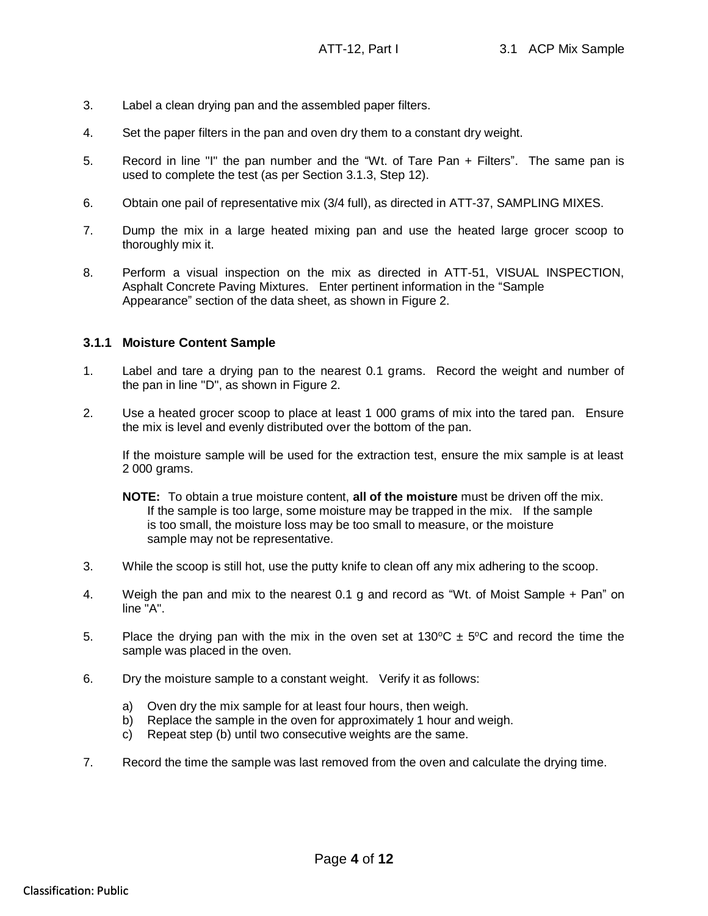3. Label a clean drying pan and the assembled paper filters.

4. Set the paper filters in the pan and oven dry them to a constant dry weight.

5. Record in line "I" the pan number and the “Wt. of Tare Pan + Filters”. The same pan is used to complete the test (as per Section 3.1.3, Step 12).

6. Obtain one pail of representative mix (3/4 full), as directed in ATT-37, SAMPLING MIXES.

7. Dump the mix in a large heated mixing pan and use the heated large grocer scoop to thoroughly mix it.

8. Perform a visual inspection on the mix as directed in ATT-51, VISUAL INSPECTION, Asphalt Concrete Paving Mixtures. Enter pertinent information in the “Sample Appearance” section of the data sheet, as shown in Figure 2.

### 3.1.1 Moisture Content Sample

1. Label and tare a drying pan to the nearest 0.1 grams. Record the weight and number of the pan in line "D", as shown in Figure 2.

2. Use a heated grocer scoop to place at least 1 000 grams of mix into the tared pan. Ensure the mix is level and evenly distributed over the bottom of the pan.

   If the moisture sample will be used for the extraction test, ensure the mix sample is at least 2 000 grams.

   **NOTE:** To obtain a true moisture content, **all of the moisture** must be driven off the mix. If the sample is too large, some moisture may be trapped in the mix. If the sample is too small, the moisture loss may be too small to measure, or the moisture sample may not be representative.

3. While the scoop is still hot, use the putty knife to clean off any mix adhering to the scoop.

4. Weigh the pan and mix to the nearest 0.1 g and record as “Wt. of Moist Sample + Pan” on line "A".

5. Place the drying pan with the mix in the oven set at 130°C ± 5°C and record the time the sample was placed in the oven.

6. Dry the moisture sample to a constant weight. Verify it as follows:

   a) Oven dry the mix sample for at least four hours, then weigh.
   b) Replace the sample in the oven for approximately 1 hour and weigh.
   c) Repeat step (b) until two consecutive weights are the same.

7. Record the time the sample was last removed from the oven and calculate the drying time.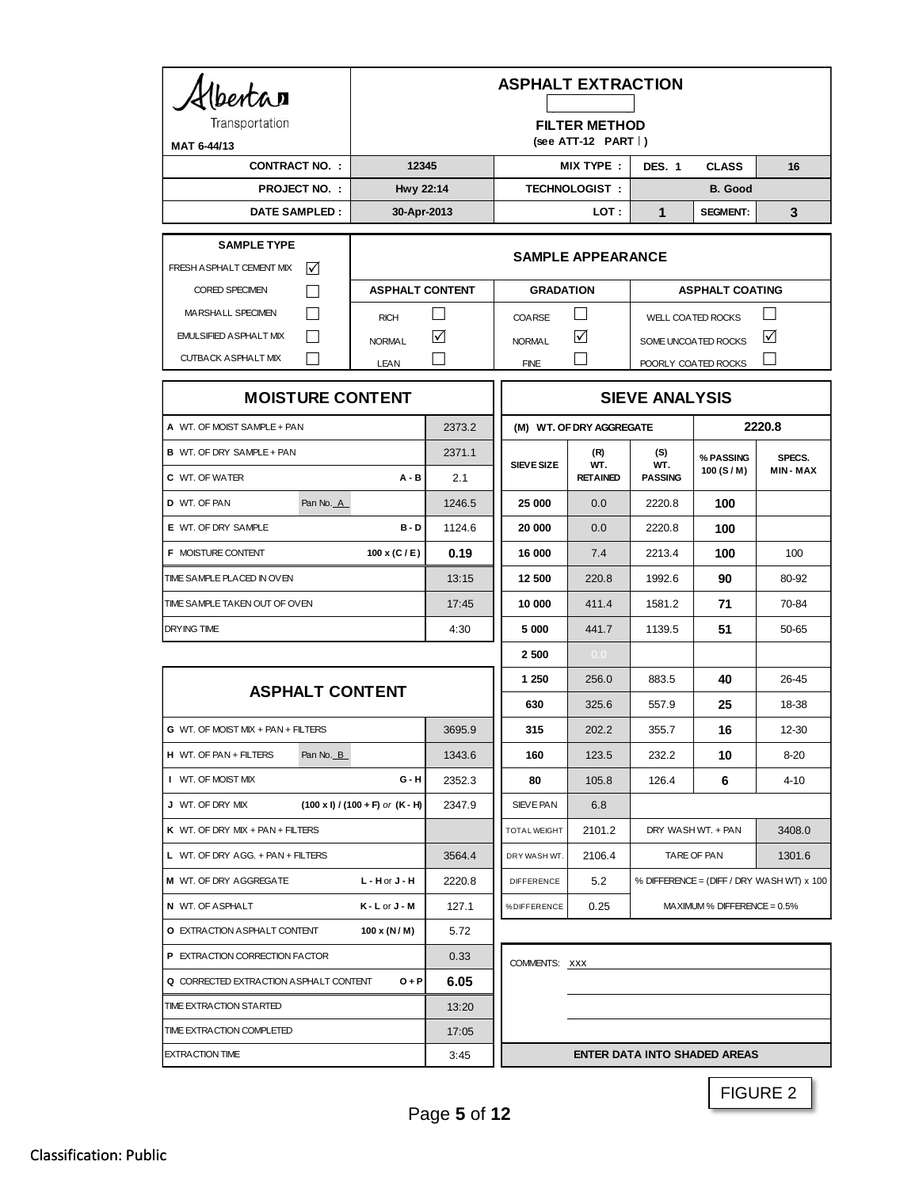Alberta Transportation

MAT 6-44/13

# ASPHALT EXTRACTION

**FILTER METHOD**
**(see ATT-12 PART I)**

| CONTRACT NO. : | 12345 | MIX TYPE : | DES. 1 | CLASS | 16 |
|---|---|---|---|---|---|
| PROJECT NO. : | Hwy 22:14 | TECHNOLOGIST : | B. Good | | |
| DATE SAMPLED : | 30-Apr-2013 | LOT : | 1 | SEGMENT: | 3 |

## SAMPLE TYPE

| Sample Type | |
|---|---|
| FRESH ASPHALT CEMENT MIX | ☑ |
| CORED SPECIMEN | ☐ |
| MARSHALL SPECIMEN | ☐ |
| EMULSIFIED ASPHALT MIX | ☐ |
| CUTBACK ASPHALT MIX | ☐ |

## SAMPLE APPEARANCE

| ASPHALT CONTENT | | GRADATION | | ASPHALT COATING | |
|---|---|---|---|---|---|
| RICH | ☐ | COARSE | ☐ | WELL COATED ROCKS | ☐ |
| NORMAL | ☑ | NORMAL | ☑ | SOME UNCOATED ROCKS | ☑ |
| LEAN | ☐ | FINE | ☐ | POORLY COATED ROCKS | ☐ |

## MOISTURE CONTENT

| | | | |
|---|---|---|---|
| **A** WT. OF MOIST SAMPLE + PAN | | | 2373.2 |
| **B** WT. OF DRY SAMPLE + PAN | | | 2371.1 |
| **C** WT. OF WATER | | A - B | 2.1 |
| **D** WT. OF PAN | Pan No. A | | 1246.5 |
| **E** WT. OF DRY SAMPLE | | B - D | 1124.6 |
| **F** MOISTURE CONTENT | | 100 x (C / E) | **0.19** |
| TIME SAMPLE PLACED IN OVEN | | | 13:15 |
| TIME SAMPLE TAKEN OUT OF OVEN | | | 17:45 |
| DRYING TIME | | | 4:30 |

## ASPHALT CONTENT

| | | | |
|---|---|---|---|
| **G** WT. OF MOIST MIX + PAN + FILTERS | | | 3695.9 |
| **H** WT. OF PAN + FILTERS | Pan No. B | | 1343.6 |
| **I** WT. OF MOIST MIX | | G - H | 2352.3 |
| **J** WT. OF DRY MIX | | (100 x I) / (100 + F) *or* (K - H) | 2347.9 |
| **K** WT. OF DRY MIX + PAN + FILTERS | | | |
| **L** WT. OF DRY AGG. + PAN + FILTERS | | | 3564.4 |
| **M** WT. OF DRY AGGREGATE | | L - H or J - H | 2220.8 |
| **N** WT. OF ASPHALT | | K - L or J - M | 127.1 |
| **O** EXTRACTION ASPHALT CONTENT | | 100 x (N / M) | 5.72 |
| **P** EXTRACTION CORRECTION FACTOR | | | 0.33 |
| **Q** CORRECTED EXTRACTION ASPHALT CONTENT | | O + P | **6.05** |
| TIME EXTRACTION STARTED | | | 13:20 |
| TIME EXTRACTION COMPLETED | | | 17:05 |
| EXTRACTION TIME | | | 3:45 |

## SIEVE ANALYSIS

**(M) WT. OF DRY AGGREGATE: 2220.8**

| SIEVE SIZE | (R) WT. RETAINED | (S) WT. PASSING | % PASSING 100 (S / M) | SPECS. MIN - MAX |
|---|---|---|---|---|
| 25 000 | 0.0 | 2220.8 | **100** | |
| 20 000 | 0.0 | 2220.8 | **100** | |
| 16 000 | 7.4 | 2213.4 | **100** | 100 |
| 12 500 | 220.8 | 1992.6 | **90** | 80-92 |
| 10 000 | 411.4 | 1581.2 | **71** | 70-84 |
| 5 000 | 441.7 | 1139.5 | **51** | 50-65 |
| 2 500 | 0.0 | | | |
| 1 250 | 256.0 | 883.5 | **40** | 26-45 |
| 630 | 325.6 | 557.9 | **25** | 18-38 |
| 315 | 202.2 | 355.7 | **16** | 12-30 |
| 160 | 123.5 | 232.2 | **10** | 8-20 |
| 80 | 105.8 | 126.4 | **6** | 4-10 |
| SIEVE PAN | 6.8 | | | |
| TOTAL WEIGHT | 2101.2 | DRY WASH WT. + PAN | | 3408.0 |
| DRY WASH WT. | 2106.4 | TARE OF PAN | | 1301.6 |
| DIFFERENCE | 5.2 | % DIFFERENCE = (DIFF / DRY WASH WT) x 100 | | |
| % DIFFERENCE | 0.25 | MAXIMUM % DIFFERENCE = 0.5% | | |

COMMENTS: xxx

**ENTER DATA INTO SHADED AREAS**

FIGURE 2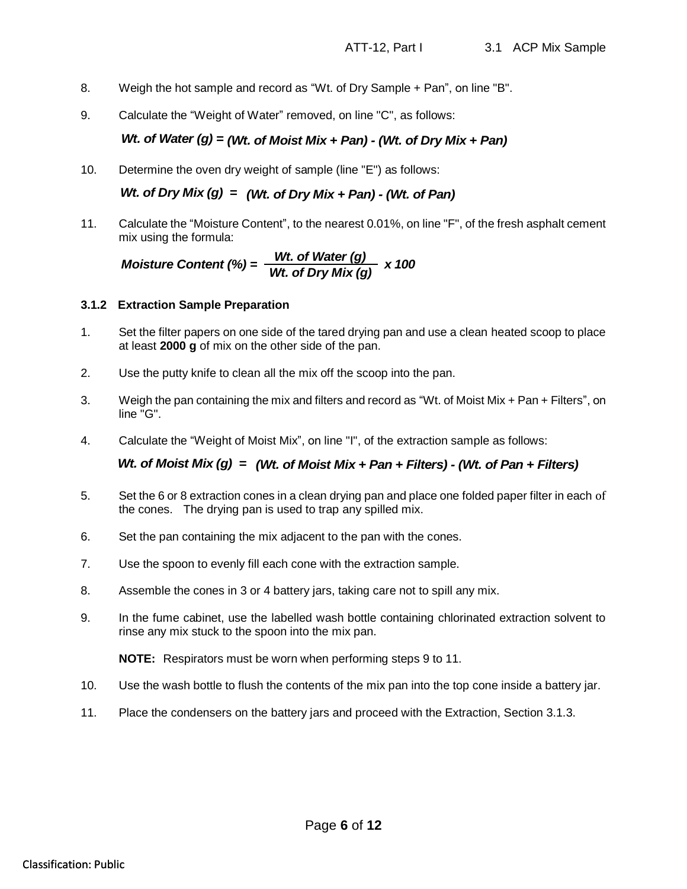8. Weigh the hot sample and record as "Wt. of Dry Sample + Pan", on line "B".

9. Calculate the "Weight of Water" removed, on line "C", as follows:

$$\textit{Wt. of Water (g)} = \textit{(Wt. of Moist Mix + Pan)} - \textit{(Wt. of Dry Mix + Pan)}$$

10. Determine the oven dry weight of sample (line "E") as follows:

$$\textit{Wt. of Dry Mix (g)} = \textit{(Wt. of Dry Mix + Pan)} - \textit{(Wt. of Pan)}$$

11. Calculate the "Moisture Content", to the nearest 0.01%, on line "F", of the fresh asphalt cement mix using the formula:

$$\textit{Moisture Content (\%)} = \frac{\textit{Wt. of Water (g)}}{\textit{Wt. of Dry Mix (g)}} \times 100$$

### 3.1.2 Extraction Sample Preparation

1. Set the filter papers on one side of the tared drying pan and use a clean heated scoop to place at least **2000 g** of mix on the other side of the pan.

2. Use the putty knife to clean all the mix off the scoop into the pan.

3. Weigh the pan containing the mix and filters and record as "Wt. of Moist Mix + Pan + Filters", on line "G".

4. Calculate the "Weight of Moist Mix", on line "I", of the extraction sample as follows:

$$\textit{Wt. of Moist Mix (g)} = \textit{(Wt. of Moist Mix + Pan + Filters)} - \textit{(Wt. of Pan + Filters)}$$

5. Set the 6 or 8 extraction cones in a clean drying pan and place one folded paper filter in each of the cones. The drying pan is used to trap any spilled mix.

6. Set the pan containing the mix adjacent to the pan with the cones.

7. Use the spoon to evenly fill each cone with the extraction sample.

8. Assemble the cones in 3 or 4 battery jars, taking care not to spill any mix.

9. In the fume cabinet, use the labelled wash bottle containing chlorinated extraction solvent to rinse any mix stuck to the spoon into the mix pan.

   **NOTE:** Respirators must be worn when performing steps 9 to 11.

10. Use the wash bottle to flush the contents of the mix pan into the top cone inside a battery jar.

11. Place the condensers on the battery jars and proceed with the Extraction, Section 3.1.3.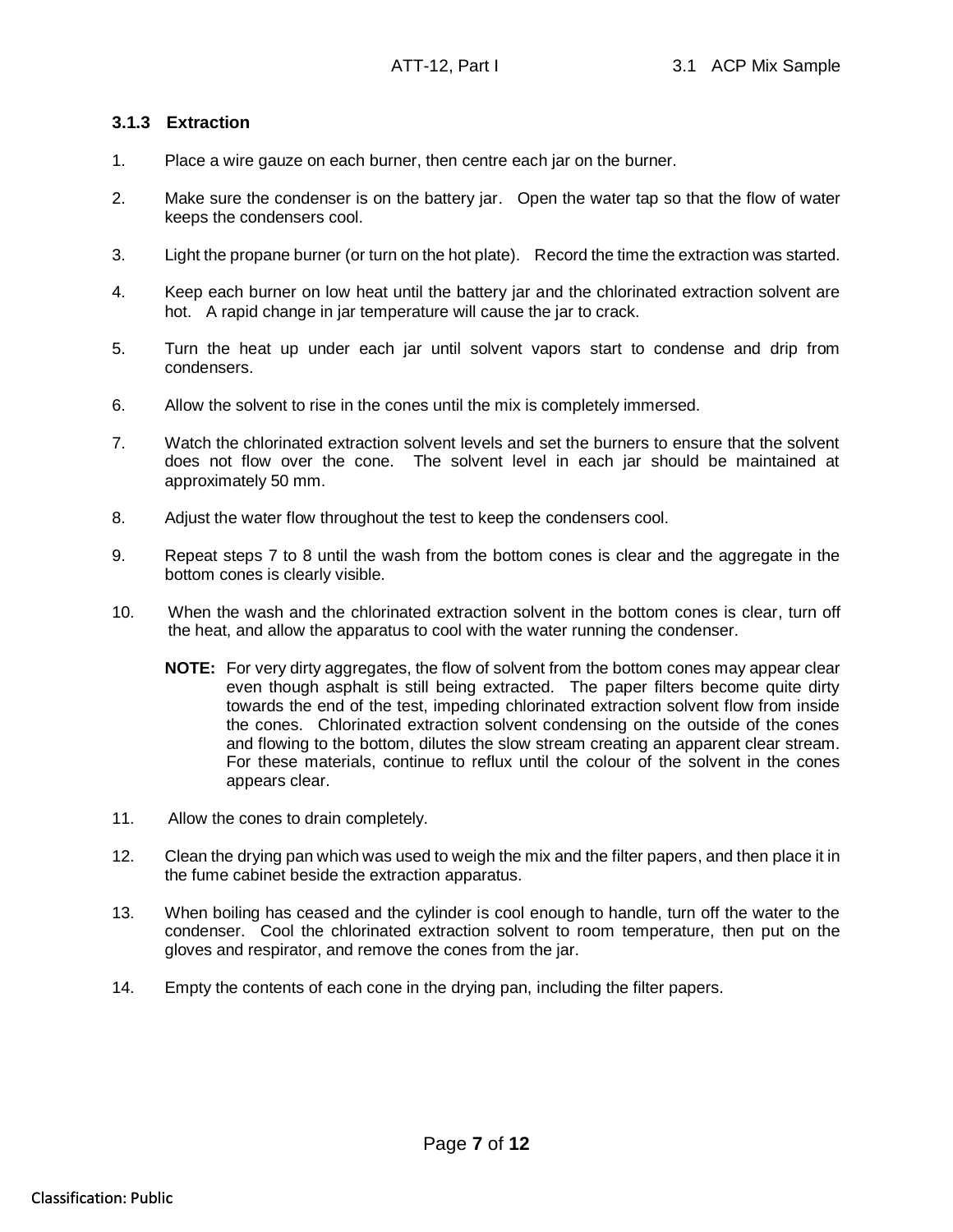### 3.1.3 Extraction

1. Place a wire gauze on each burner, then centre each jar on the burner.

2. Make sure the condenser is on the battery jar. Open the water tap so that the flow of water keeps the condensers cool.

3. Light the propane burner (or turn on the hot plate). Record the time the extraction was started.

4. Keep each burner on low heat until the battery jar and the chlorinated extraction solvent are hot. A rapid change in jar temperature will cause the jar to crack.

5. Turn the heat up under each jar until solvent vapors start to condense and drip from condensers.

6. Allow the solvent to rise in the cones until the mix is completely immersed.

7. Watch the chlorinated extraction solvent levels and set the burners to ensure that the solvent does not flow over the cone. The solvent level in each jar should be maintained at approximately 50 mm.

8. Adjust the water flow throughout the test to keep the condensers cool.

9. Repeat steps 7 to 8 until the wash from the bottom cones is clear and the aggregate in the bottom cones is clearly visible.

10. When the wash and the chlorinated extraction solvent in the bottom cones is clear, turn off the heat, and allow the apparatus to cool with the water running the condenser.

    **NOTE:** For very dirty aggregates, the flow of solvent from the bottom cones may appear clear even though asphalt is still being extracted. The paper filters become quite dirty towards the end of the test, impeding chlorinated extraction solvent flow from inside the cones. Chlorinated extraction solvent condensing on the outside of the cones and flowing to the bottom, dilutes the slow stream creating an apparent clear stream. For these materials, continue to reflux until the colour of the solvent in the cones appears clear.

11. Allow the cones to drain completely.

12. Clean the drying pan which was used to weigh the mix and the filter papers, and then place it in the fume cabinet beside the extraction apparatus.

13. When boiling has ceased and the cylinder is cool enough to handle, turn off the water to the condenser. Cool the chlorinated extraction solvent to room temperature, then put on the gloves and respirator, and remove the cones from the jar.

14. Empty the contents of each cone in the drying pan, including the filter papers.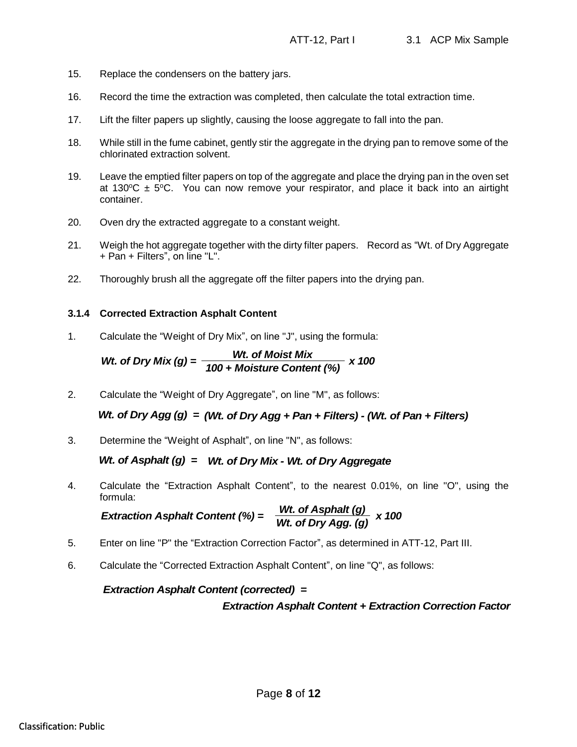15. Replace the condensers on the battery jars.

16. Record the time the extraction was completed, then calculate the total extraction time.

17. Lift the filter papers up slightly, causing the loose aggregate to fall into the pan.

18. While still in the fume cabinet, gently stir the aggregate in the drying pan to remove some of the chlorinated extraction solvent.

19. Leave the emptied filter papers on top of the aggregate and place the drying pan in the oven set at 130°C ± 5°C. You can now remove your respirator, and place it back into an airtight container.

20. Oven dry the extracted aggregate to a constant weight.

21. Weigh the hot aggregate together with the dirty filter papers. Record as "Wt. of Dry Aggregate + Pan + Filters", on line "L".

22. Thoroughly brush all the aggregate off the filter papers into the drying pan.

### 3.1.4 Corrected Extraction Asphalt Content

1. Calculate the "Weight of Dry Mix", on line "J", using the formula:

$$\textit{Wt. of Dry Mix (g)} = \frac{\textit{Wt. of Moist Mix}}{\textit{100 + Moisture Content (\%)}} \times 100$$

2. Calculate the "Weight of Dry Aggregate", on line "M", as follows:

$$\textit{Wt. of Dry Agg (g)} = \textit{(Wt. of Dry Agg + Pan + Filters) - (Wt. of Pan + Filters)}$$

3. Determine the "Weight of Asphalt", on line "N", as follows:

$$\textit{Wt. of Asphalt (g)} = \textit{Wt. of Dry Mix - Wt. of Dry Aggregate}$$

4. Calculate the "Extraction Asphalt Content", to the nearest 0.01%, on line "O", using the formula:

$$\textit{Extraction Asphalt Content (\%)} = \frac{\textit{Wt. of Asphalt (g)}}{\textit{Wt. of Dry Agg. (g)}} \times 100$$

5. Enter on line "P" the "Extraction Correction Factor", as determined in ATT-12, Part III.

6. Calculate the "Corrected Extraction Asphalt Content", on line "Q", as follows:

$$\textit{Extraction Asphalt Content (corrected)} = \textit{Extraction Asphalt Content + Extraction Correction Factor}$$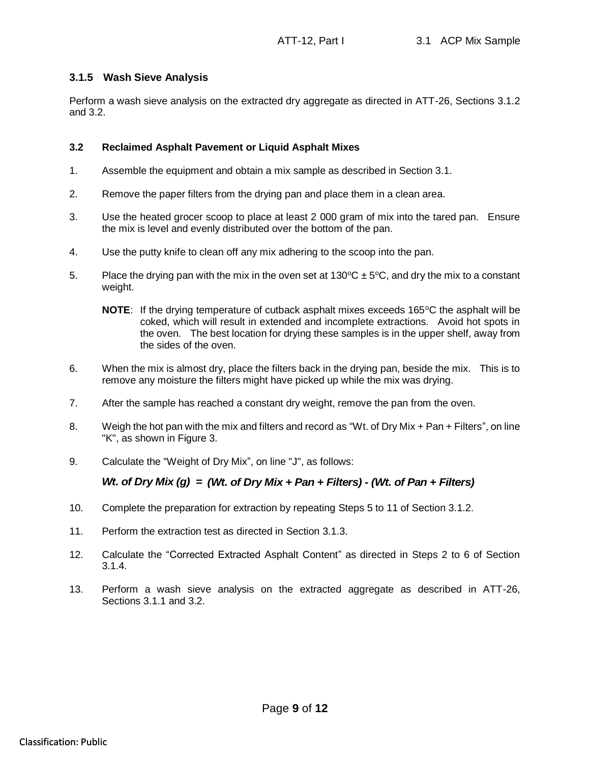### 3.1.5 Wash Sieve Analysis

Perform a wash sieve analysis on the extracted dry aggregate as directed in ATT-26, Sections 3.1.2 and 3.2.

### 3.2 Reclaimed Asphalt Pavement or Liquid Asphalt Mixes

1. Assemble the equipment and obtain a mix sample as described in Section 3.1.

2. Remove the paper filters from the drying pan and place them in a clean area.

3. Use the heated grocer scoop to place at least 2 000 gram of mix into the tared pan. Ensure the mix is level and evenly distributed over the bottom of the pan.

4. Use the putty knife to clean off any mix adhering to the scoop into the pan.

5. Place the drying pan with the mix in the oven set at 130°C ± 5°C, and dry the mix to a constant weight.

   **NOTE**: If the drying temperature of cutback asphalt mixes exceeds 165°C the asphalt will be coked, which will result in extended and incomplete extractions. Avoid hot spots in the oven. The best location for drying these samples is in the upper shelf, away from the sides of the oven.

6. When the mix is almost dry, place the filters back in the drying pan, beside the mix. This is to remove any moisture the filters might have picked up while the mix was drying.

7. After the sample has reached a constant dry weight, remove the pan from the oven.

8. Weigh the hot pan with the mix and filters and record as "Wt. of Dry Mix + Pan + Filters", on line "K", as shown in Figure 3.

9. Calculate the "Weight of Dry Mix", on line "J", as follows:

   ***Wt. of Dry Mix (g) = (Wt. of Dry Mix + Pan + Filters) - (Wt. of Pan + Filters)***

10. Complete the preparation for extraction by repeating Steps 5 to 11 of Section 3.1.2.

11. Perform the extraction test as directed in Section 3.1.3.

12. Calculate the "Corrected Extracted Asphalt Content" as directed in Steps 2 to 6 of Section 3.1.4.

13. Perform a wash sieve analysis on the extracted aggregate as described in ATT-26, Sections 3.1.1 and 3.2.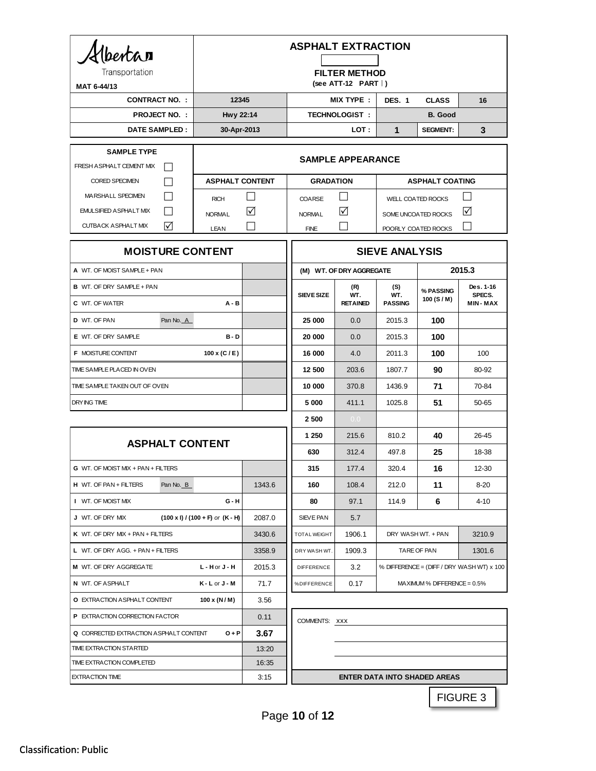**Alberta Transportation**

MAT 6-44/13

# ASPHALT EXTRACTION

**FILTER METHOD**
**(see ATT-12 PART I)**

| | | | | | |
|---|---|---|---|---|---|
| **CONTRACT NO. :** | 12345 | **MIX TYPE :** | DES. 1 | CLASS | 16 |
| **PROJECT NO. :** | Hwy 22:14 | **TECHNOLOGIST :** | B. Good | | |
| **DATE SAMPLED :** | 30-Apr-2013 | **LOT :** | 1 | SEGMENT: | 3 |

| SAMPLE TYPE | |
|---|---|
| FRESH ASPHALT CEMENT MIX | ☐ |
| CORED SPECIMEN | ☐ |
| MARSHALL SPECIMEN | ☐ |
| EMULSIFIED ASPHALT MIX | ☐ |
| CUTBACK ASPHALT MIX | ☑ |

**SAMPLE APPEARANCE**

| ASPHALT CONTENT | | GRADATION | | ASPHALT COATING | |
|---|---|---|---|---|---|
| RICH | ☐ | COARSE | ☐ | WELL COATED ROCKS | ☐ |
| NORMAL | ☑ | NORMAL | ☑ | SOME UNCOATED ROCKS | ☑ |
| LEAN | ☐ | FINE | ☐ | POORLY COATED ROCKS | ☐ |

## MOISTURE CONTENT

| | | |
|---|---|---|
| **A** WT. OF MOIST SAMPLE + PAN | | |
| **B** WT. OF DRY SAMPLE + PAN | | |
| **C** WT. OF WATER | A - B | |
| **D** WT. OF PAN | Pan No. A | |
| **E** WT. OF DRY SAMPLE | B - D | |
| **F** MOISTURE CONTENT | 100 x (C / E) | |
| TIME SAMPLE PLACED IN OVEN | | |
| TIME SAMPLE TAKEN OUT OF OVEN | | |
| DRYING TIME | | |

## ASPHALT CONTENT

| | | |
|---|---|---|
| **G** WT. OF MOIST MIX + PAN + FILTERS | | |
| **H** WT. OF PAN + FILTERS | Pan No. B | 1343.6 |
| **I** WT. OF MOIST MIX | G - H | |
| **J** WT. OF DRY MIX | (100 x I) / (100 + F) *or* (K - H) | 2087.0 |
| **K** WT. OF DRY MIX + PAN + FILTERS | | 3430.6 |
| **L** WT. OF DRY AGG. + PAN + FILTERS | | 3358.9 |
| **M** WT. OF DRY AGGREGATE | L - H or J - H | 2015.3 |
| **N** WT. OF ASPHALT | K - L or J - M | 71.7 |
| **O** EXTRACTION ASPHALT CONTENT | 100 x (N / M) | 3.56 |
| **P** EXTRACTION CORRECTION FACTOR | | 0.11 |
| **Q** CORRECTED EXTRACTION ASPHALT CONTENT | O + P | **3.67** |
| TIME EXTRACTION STARTED | | 13:20 |
| TIME EXTRACTION COMPLETED | | 16:35 |
| EXTRACTION TIME | | 3:15 |

## SIEVE ANALYSIS

**(M) WT. OF DRY AGGREGATE: 2015.3**

| SIEVE SIZE | (R) WT. RETAINED | (S) WT. PASSING | % PASSING 100 (S / M) | Des. 1-16 SPECS. MIN - MAX |
|---|---|---|---|---|
| 25 000 | 0.0 | 2015.3 | **100** | |
| 20 000 | 0.0 | 2015.3 | **100** | |
| 16 000 | 4.0 | 2011.3 | **100** | 100 |
| 12 500 | 203.6 | 1807.7 | **90** | 80-92 |
| 10 000 | 370.8 | 1436.9 | **71** | 70-84 |
| 5 000 | 411.1 | 1025.8 | **51** | 50-65 |
| 2 500 | 0.0 | | | |
| 1 250 | 215.6 | 810.2 | **40** | 26-45 |
| 630 | 312.4 | 497.8 | **25** | 18-38 |
| 315 | 177.4 | 320.4 | **16** | 12-30 |
| 160 | 108.4 | 212.0 | **11** | 8-20 |
| 80 | 97.1 | 114.9 | **6** | 4-10 |
| SIEVE PAN | 5.7 | | | |
| TOTAL WEIGHT | 1906.1 | DRY WASH WT. + PAN | | 3210.9 |
| DRY WASH WT. | 1909.3 | TARE OF PAN | | 1301.6 |
| DIFFERENCE | 3.2 | % DIFFERENCE = (DIFF / DRY WASH WT) x 100 | | |
| % DIFFERENCE | 0.17 | MAXIMUM % DIFFERENCE = 0.5% | | |

COMMENTS: xxx

**ENTER DATA INTO SHADED AREAS**

FIGURE 3

Classification: Public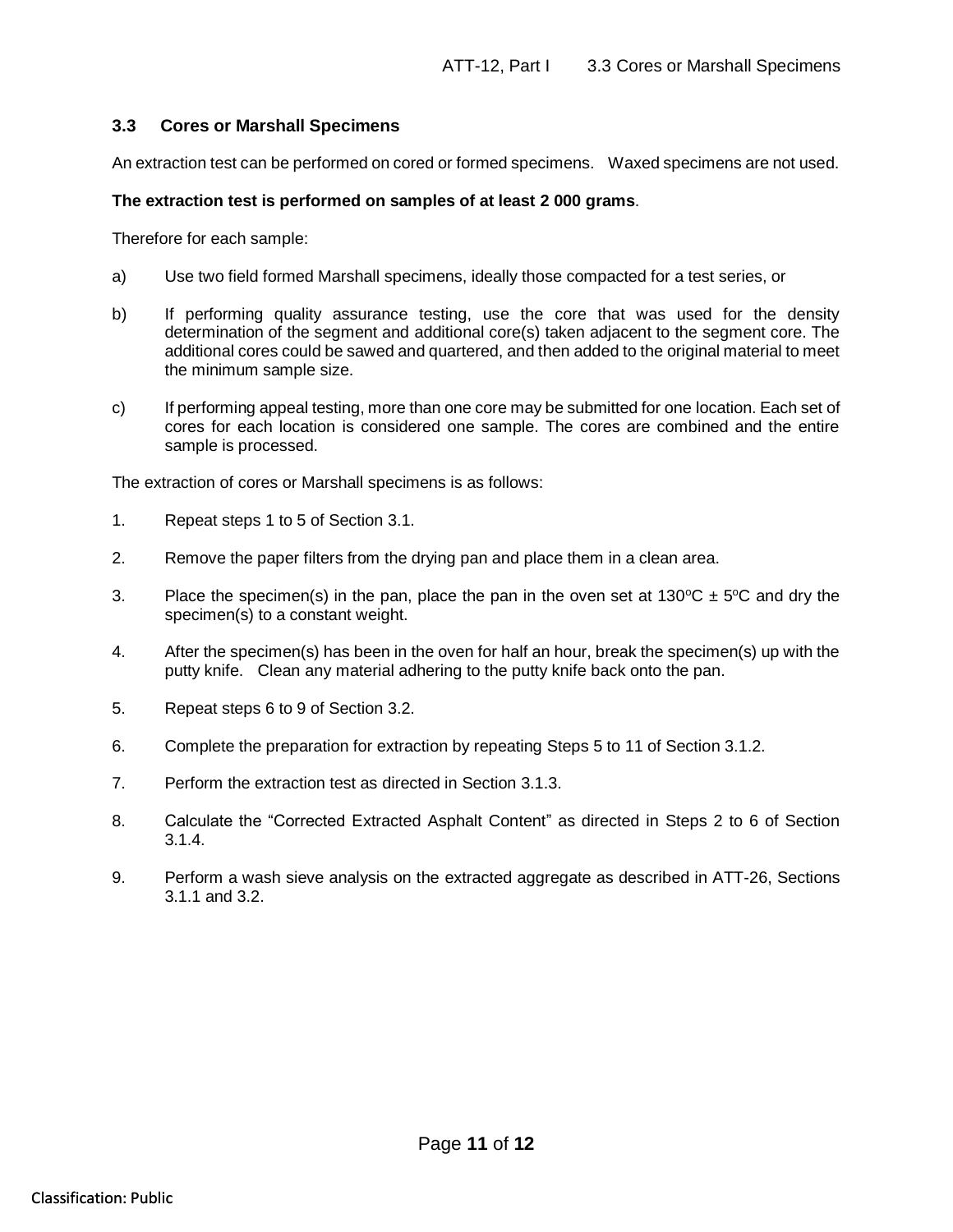### 3.3 Cores or Marshall Specimens

An extraction test can be performed on cored or formed specimens. Waxed specimens are not used.

**The extraction test is performed on samples of at least 2 000 grams**.

Therefore for each sample:

a) Use two field formed Marshall specimens, ideally those compacted for a test series, or

b) If performing quality assurance testing, use the core that was used for the density determination of the segment and additional core(s) taken adjacent to the segment core. The additional cores could be sawed and quartered, and then added to the original material to meet the minimum sample size.

c) If performing appeal testing, more than one core may be submitted for one location. Each set of cores for each location is considered one sample. The cores are combined and the entire sample is processed.

The extraction of cores or Marshall specimens is as follows:

1. Repeat steps 1 to 5 of Section 3.1.
2. Remove the paper filters from the drying pan and place them in a clean area.
3. Place the specimen(s) in the pan, place the pan in the oven set at 130ºC ± 5ºC and dry the specimen(s) to a constant weight.
4. After the specimen(s) has been in the oven for half an hour, break the specimen(s) up with the putty knife. Clean any material adhering to the putty knife back onto the pan.
5. Repeat steps 6 to 9 of Section 3.2.
6. Complete the preparation for extraction by repeating Steps 5 to 11 of Section 3.1.2.
7. Perform the extraction test as directed in Section 3.1.3.
8. Calculate the "Corrected Extracted Asphalt Content" as directed in Steps 2 to 6 of Section 3.1.4.
9. Perform a wash sieve analysis on the extracted aggregate as described in ATT-26, Sections 3.1.1 and 3.2.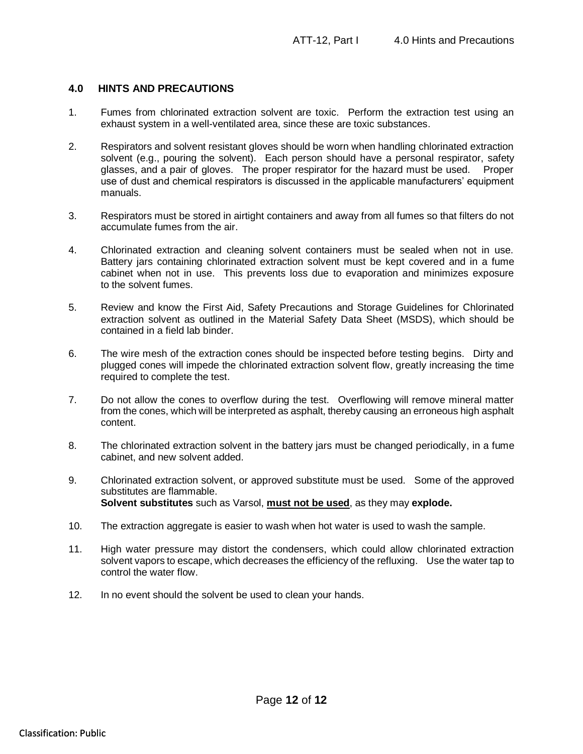## 4.0 HINTS AND PRECAUTIONS

1. Fumes from chlorinated extraction solvent are toxic. Perform the extraction test using an exhaust system in a well-ventilated area, since these are toxic substances.

2. Respirators and solvent resistant gloves should be worn when handling chlorinated extraction solvent (e.g., pouring the solvent). Each person should have a personal respirator, safety glasses, and a pair of gloves. The proper respirator for the hazard must be used. Proper use of dust and chemical respirators is discussed in the applicable manufacturers' equipment manuals.

3. Respirators must be stored in airtight containers and away from all fumes so that filters do not accumulate fumes from the air.

4. Chlorinated extraction and cleaning solvent containers must be sealed when not in use. Battery jars containing chlorinated extraction solvent must be kept covered and in a fume cabinet when not in use. This prevents loss due to evaporation and minimizes exposure to the solvent fumes.

5. Review and know the First Aid, Safety Precautions and Storage Guidelines for Chlorinated extraction solvent as outlined in the Material Safety Data Sheet (MSDS), which should be contained in a field lab binder.

6. The wire mesh of the extraction cones should be inspected before testing begins. Dirty and plugged cones will impede the chlorinated extraction solvent flow, greatly increasing the time required to complete the test.

7. Do not allow the cones to overflow during the test. Overflowing will remove mineral matter from the cones, which will be interpreted as asphalt, thereby causing an erroneous high asphalt content.

8. The chlorinated extraction solvent in the battery jars must be changed periodically, in a fume cabinet, and new solvent added.

9. Chlorinated extraction solvent, or approved substitute must be used. Some of the approved substitutes are flammable.
   **Solvent substitutes** such as Varsol, **<u>must not be used</u>**, as they may **explode.**

10. The extraction aggregate is easier to wash when hot water is used to wash the sample.

11. High water pressure may distort the condensers, which could allow chlorinated extraction solvent vapors to escape, which decreases the efficiency of the refluxing. Use the water tap to control the water flow.

12. In no event should the solvent be used to clean your hands.